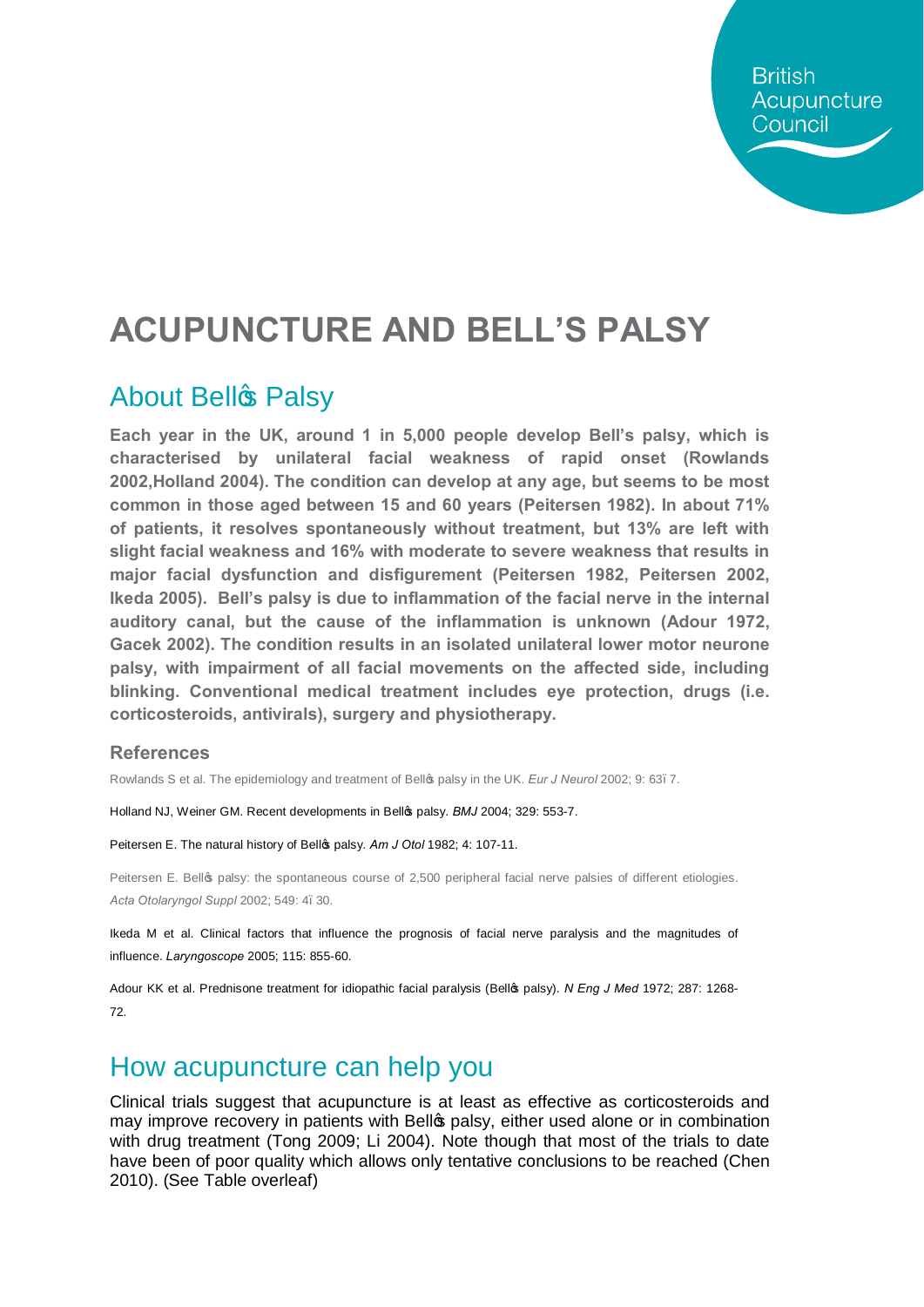British Acupuncture Council

# ACUPUNCTURE AND BELL'S PALSY

## About Bell's Palsy

**Each year in the UK, around 1 in 5,000 people develop Bell's palsy, which is characterised by unilateral facial weakness of rapid onset (Rowlands 2002,Holland 2004). The condition can develop at any age, but seems to be most common in those aged between 15 and 60 years (Peitersen 1982). In about 71% of patients, it resolves spontaneously without treatment, but 13% are left with slight facial weakness and 16% with moderate to severe weakness that results in major facial dysfunction and disfigurement (Peitersen 1982, Peitersen 2002, Ikeda 2005). Bell's palsy is due to inflammation of the facial nerve in the internal auditory canal, but the cause of the inflammation is unknown (Adour 1972, Gacek 2002). The condition results in an isolated unilateral lower motor neurone palsy, with impairment of all facial movements on the affected side, including blinking. Conventional medical treatment includes eye protection, drugs (i.e. corticosteroids, antivirals), surgery and physiotherapy.**

### References

Rowlands S et al. The epidemiology and treatment of Bell's palsy in the UK. *Eur J Neurol* 2002; 9: 63–7.

Holland NJ, Weiner GM. Recent developments in Bell's palsy. *BMJ* 2004; 329: 553-7.

Peitersen E. The natural history of Bell's palsy. *Am J Otol* 1982; 4: 107-11.

Peitersen E. Bell's palsy: the spontaneous course of 2,500 peripheral facial nerve palsies of different etiologies. *Acta Otolaryngol Suppl* 2002; 549: 4–30.

Ikeda M et al. Clinical factors that influence the prognosis of facial nerve paralysis and the magnitudes of influence. *Laryngoscope* 2005; 115: 855-60.

Adour KK et al. Prednisone treatment for idiopathic facial paralysis (Bell's palsy). *N Eng J Med* 1972; 287: 1268-72.

## How acupuncture can help you

Clinical trials suggest that acupuncture is at least as effective as corticosteroids and may improve recovery in patients with Bell's palsy, either used alone or in combination with drug treatment (Tong 2009; Li 2004). Note though that most of the trials to date have been of poor quality which allows only tentative conclusions to be reached (Chen 2010). (See Table overleaf)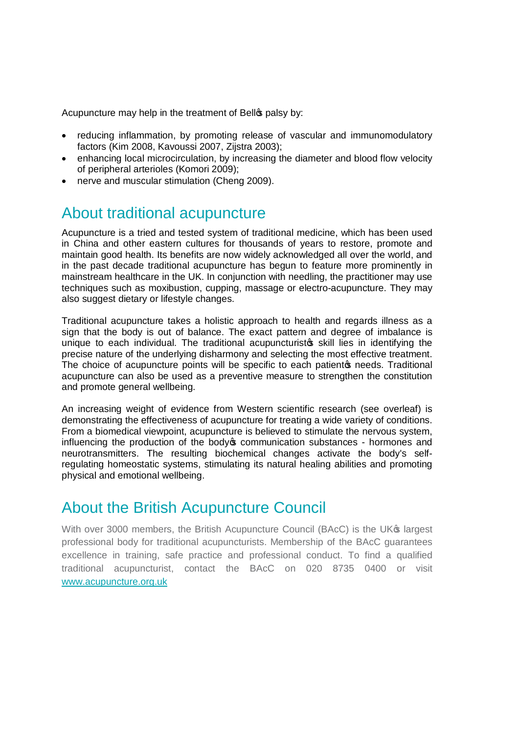Acupuncture may help in the treatment of Bell's palsy by:

- reducing inflammation, by promoting release of vascular and immunomodulatory factors (Kim 2008, Kavoussi 2007, Zijstra 2003);
- enhancing local microcirculation, by increasing the diameter and blood flow velocity of peripheral arterioles (Komori 2009);
- nerve and muscular stimulation (Cheng 2009).

## About traditional acupuncture

Acupuncture is a tried and tested system of traditional medicine, which has been used in China and other eastern cultures for thousands of years to restore, promote and maintain good health. Its benefits are now widely acknowledged all over the world, and in the past decade traditional acupuncture has begun to feature more prominently in mainstream healthcare in the UK. In conjunction with needling, the practitioner may use techniques such as moxibustion, cupping, massage or electro-acupuncture. They may also suggest dietary or lifestyle changes.

Traditional acupuncture takes a holistic approach to health and regards illness as a sign that the body is out of balance. The exact pattern and degree of imbalance is unique to each individual. The traditional acupuncturist's skill lies in identifying the precise nature of the underlying disharmony and selecting the most effective treatment. The choice of acupuncture points will be specific to each patient's needs. Traditional acupuncture can also be used as a preventive measure to strengthen the constitution and promote general wellbeing.

An increasing weight of evidence from Western scientific research (see overleaf) is demonstrating the effectiveness of acupuncture for treating a wide variety of conditions. From a biomedical viewpoint, acupuncture is believed to stimulate the nervous system, influencing the production of the body's communication substances - hormones and neurotransmitters. The resulting biochemical changes activate the body's self-regulating homeostatic systems, stimulating its natural healing abilities and promoting physical and emotional wellbeing.

## About the British Acupuncture Council

With over 3000 members, the British Acupuncture Council (BAcC) is the UK's largest professional body for traditional acupuncturists. Membership of the BAcC guarantees excellence in training, safe practice and professional conduct. To find a qualified traditional acupuncturist, contact the BAcC on 020 8735 0400 or visit [www.acupuncture.org.uk](http://www.acupuncture.org.uk)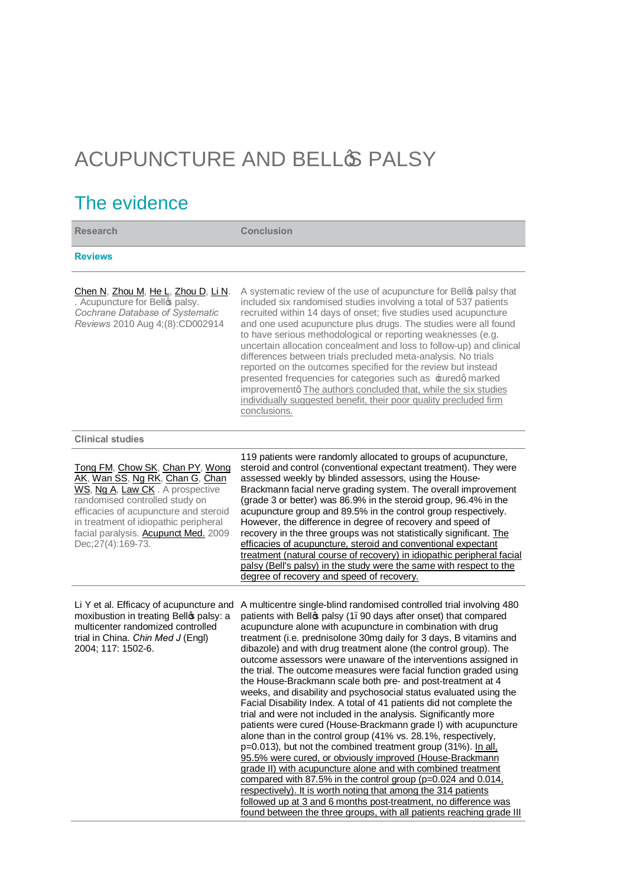# ACUPUNCTURE AND BELL'S PALSY

## The evidence

| Research | Conclusion |
| --- | --- |
| **Reviews** | |
| Chen N, Zhou M, He L, Zhou D, Li N. . Acupuncture for Bell's palsy. *Cochrane Database of Systematic Reviews* 2010 Aug 4;(8):CD002914 | A systematic review of the use of acupuncture for Bell's palsy that included six randomised studies involving a total of 537 patients recruited within 14 days of onset; five studies used acupuncture and one used acupuncture plus drugs. The studies were all found to have serious methodological or reporting weaknesses (e.g. uncertain allocation concealment and loss to follow-up) and clinical differences between trials precluded meta-analysis. No trials reported on the outcomes specified for the review but instead presented frequencies for categories such as 'cured' marked improvement' The authors concluded that, while the six studies individually suggested benefit, their poor quality precluded firm conclusions. |
| **Clinical studies** | |
| Tong FM, Chow SK, Chan PY, Wong AK, Wan SS, Ng RK, Chan G, Chan WS, Ng A, Law CK . A prospective randomised controlled study on efficacies of acupuncture and steroid in treatment of idiopathic peripheral facial paralysis. Acupunct Med. 2009 Dec;27(4):169-73. | 119 patients were randomly allocated to groups of acupuncture, steroid and control (conventional expectant treatment). They were assessed weekly by blinded assessors, using the House-Brackmann facial nerve grading system. The overall improvement (grade 3 or better) was 86.9% in the steroid group, 96.4% in the acupuncture group and 89.5% in the control group respectively. However, the difference in degree of recovery and speed of recovery in the three groups was not statistically significant. The efficacies of acupuncture, steroid and conventional expectant treatment (natural course of recovery) in idiopathic peripheral facial palsy (Bell's palsy) in the study were the same with respect to the degree of recovery and speed of recovery. |
| Li Y et al. Efficacy of acupuncture and moxibustion in treating Bell's palsy: a multicenter randomized controlled trial in China. *Chin Med J* (Engl) 2004; 117: 1502-6. | A multicentre single-blind randomised controlled trial involving 480 patients with Bell's palsy (1–90 days after onset) that compared acupuncture alone with acupuncture in combination with drug treatment (i.e. prednisolone 30mg daily for 3 days, B vitamins and dibazole) and with drug treatment alone (the control group). The outcome assessors were unaware of the interventions assigned in the trial. The outcome measures were facial function graded using the House-Brackmann scale both pre- and post-treatment at 4 weeks, and disability and psychosocial status evaluated using the Facial Disability Index. A total of 41 patients did not complete the trial and were not included in the analysis. Significantly more patients were cured (House-Brackmann grade I) with acupuncture alone than in the control group (41% vs. 28.1%, respectively, p=0.013), but not the combined treatment group (31%). In all, 95.5% were cured, or obviously improved (House-Brackmann grade II) with acupuncture alone and with combined treatment compared with 87.5% in the control group (p=0.024 and 0.014, respectively). It is worth noting that among the 314 patients followed up at 3 and 6 months post-treatment, no difference was found between the three groups, with all patients reaching grade III |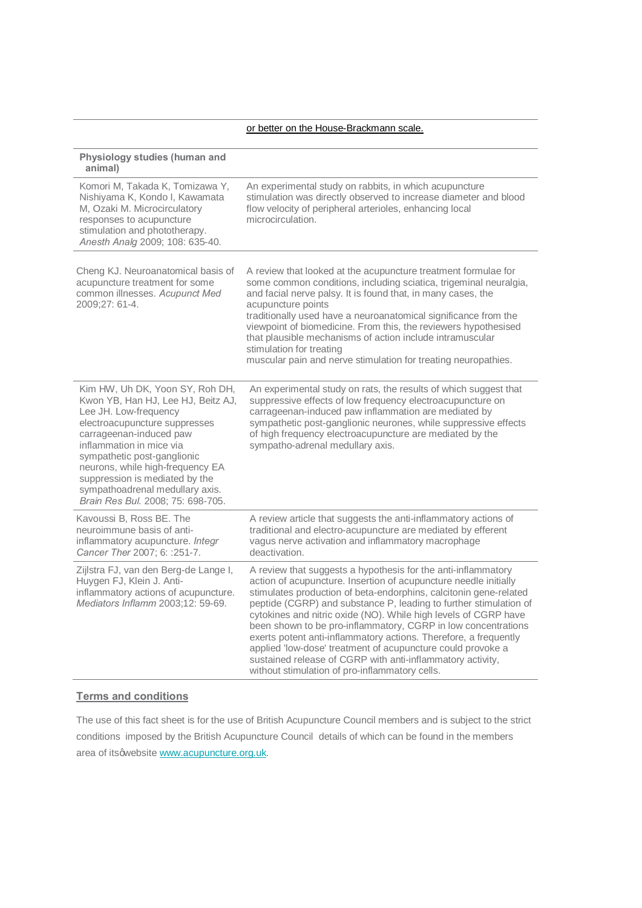| | |
|---|---|
| | or better on the House-Brackmann scale. |
| **Physiology studies (human and animal)** | |
| Komori M, Takada K, Tomizawa Y, Nishiyama K, Kondo I, Kawamata M, Ozaki M. Microcirculatory responses to acupuncture stimulation and phototherapy. *Anesth Analg* 2009; 108: 635-40. | An experimental study on rabbits, in which acupuncture stimulation was directly observed to increase diameter and blood flow velocity of peripheral arterioles, enhancing local microcirculation. |
| Cheng KJ. Neuroanatomical basis of acupuncture treatment for some common illnesses. *Acupunct Med* 2009;27: 61-4. | A review that looked at the acupuncture treatment formulae for some common conditions, including sciatica, trigeminal neuralgia, and facial nerve palsy. It is found that, in many cases, the acupuncture points traditionally used have a neuroanatomical significance from the viewpoint of biomedicine. From this, the reviewers hypothesised that plausible mechanisms of action include intramuscular stimulation for treating muscular pain and nerve stimulation for treating neuropathies. |
| Kim HW, Uh DK, Yoon SY, Roh DH, Kwon YB, Han HJ, Lee HJ, Beitz AJ, Lee JH. Low-frequency electroacupuncture suppresses carrageenan-induced paw inflammation in mice via sympathetic post-ganglionic neurons, while high-frequency EA suppression is mediated by the sympathoadrenal medullary axis. *Brain Res Bul*. 2008; 75: 698-705. | An experimental study on rats, the results of which suggest that suppressive effects of low frequency electroacupuncture on carrageenan-induced paw inflammation are mediated by sympathetic post-ganglionic neurones, while suppressive effects of high frequency electroacupuncture are mediated by the sympatho-adrenal medullary axis. |
| Kavoussi B, Ross BE. The neuroimmune basis of anti-inflammatory acupuncture. *Integr Cancer Ther* 2007; 6: :251-7. | A review article that suggests the anti-inflammatory actions of traditional and electro-acupuncture are mediated by efferent vagus nerve activation and inflammatory macrophage deactivation. |
| Zijlstra FJ, van den Berg-de Lange I, Huygen FJ, Klein J. Anti-inflammatory actions of acupuncture. *Mediators Inflamm* 2003;12: 59-69. | A review that suggests a hypothesis for the anti-inflammatory action of acupuncture. Insertion of acupuncture needle initially stimulates production of beta-endorphins, calcitonin gene-related peptide (CGRP) and substance P, leading to further stimulation of cytokines and nitric oxide (NO). While high levels of CGRP have been shown to be pro-inflammatory, CGRP in low concentrations exerts potent anti-inflammatory actions. Therefore, a frequently applied 'low-dose' treatment of acupuncture could provoke a sustained release of CGRP with anti-inflammatory activity, without stimulation of pro-inflammatory cells. |

**Terms and conditions**

The use of this fact sheet is for the use of British Acupuncture Council members and is subject to the strict conditions imposed by the British Acupuncture Council details of which can be found in the members area of its website www.acupuncture.org.uk.